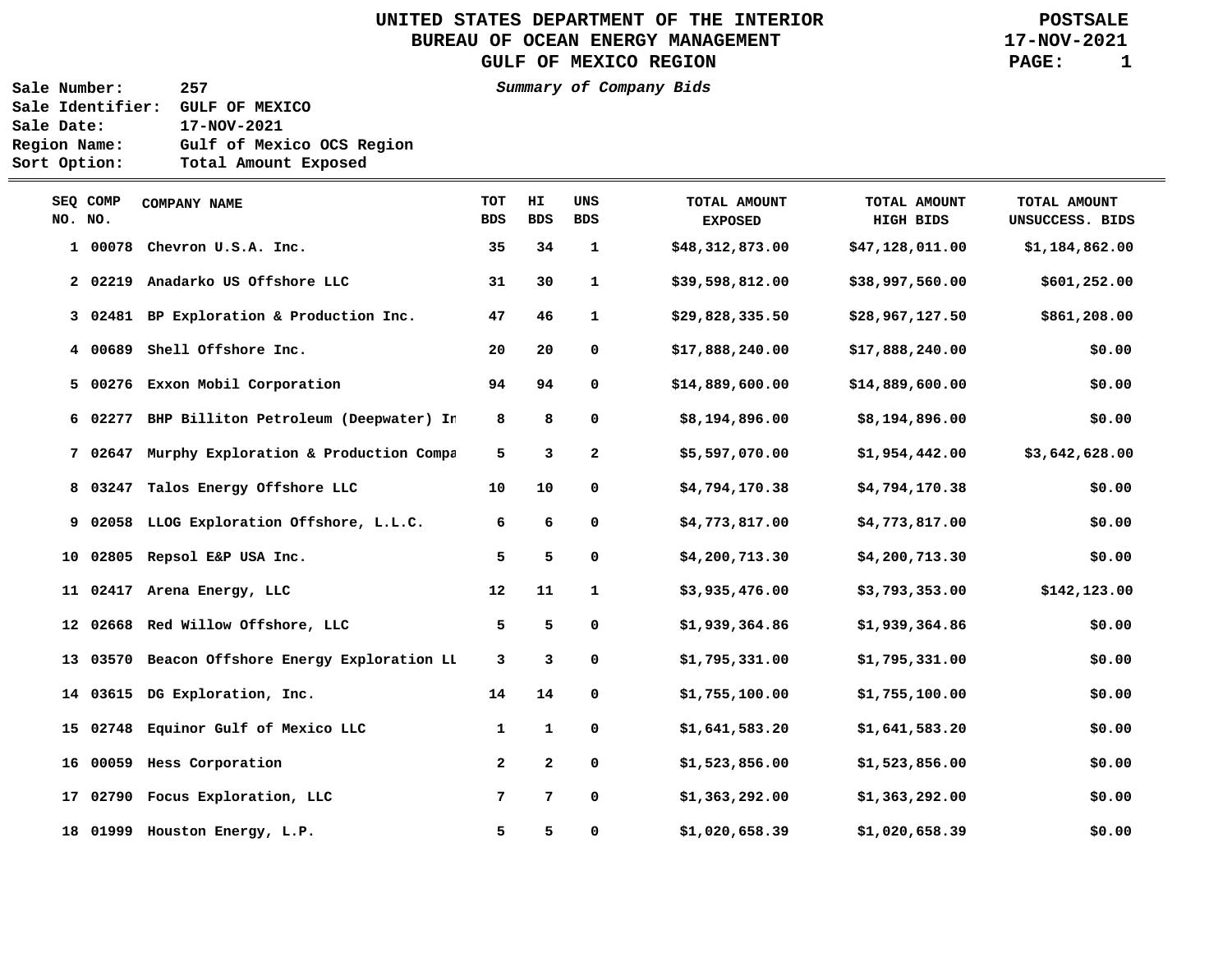# UNITED STATES DEPARTMENT OF THE INTERIOR
## BUREAU OF OCEAN ENERGY MANAGEMENT
## GULF OF MEXICO REGION

**POSTSALE**
**17-NOV-2021**

**Sale Number:** 257
**Sale Identifier:** GULF OF MEXICO
**Sale Date:** 17-NOV-2021
**Region Name:** Gulf of Mexico OCS Region
**Sort Option:** Total Amount Exposed

*Summary of Company Bids*

| SEQ NO. | COMP NO. | COMPANY NAME | TOT BDS | HI BDS | UNS BDS | TOTAL AMOUNT EXPOSED | TOTAL AMOUNT HIGH BIDS | TOTAL AMOUNT UNSUCCESS. BIDS |
|---|---|---|---|---|---|---|---|---|
| 1 | 00078 | Chevron U.S.A. Inc. | 35 | 34 | 1 | $48,312,873.00 | $47,128,011.00 | $1,184,862.00 |
| 2 | 02219 | Anadarko US Offshore LLC | 31 | 30 | 1 | $39,598,812.00 | $38,997,560.00 | $601,252.00 |
| 3 | 02481 | BP Exploration & Production Inc. | 47 | 46 | 1 | $29,828,335.50 | $28,967,127.50 | $861,208.00 |
| 4 | 00689 | Shell Offshore Inc. | 20 | 20 | 0 | $17,888,240.00 | $17,888,240.00 | $0.00 |
| 5 | 00276 | Exxon Mobil Corporation | 94 | 94 | 0 | $14,889,600.00 | $14,889,600.00 | $0.00 |
| 6 | 02277 | BHP Billiton Petroleum (Deepwater) In | 8 | 8 | 0 | $8,194,896.00 | $8,194,896.00 | $0.00 |
| 7 | 02647 | Murphy Exploration & Production Compa | 5 | 3 | 2 | $5,597,070.00 | $1,954,442.00 | $3,642,628.00 |
| 8 | 03247 | Talos Energy Offshore LLC | 10 | 10 | 0 | $4,794,170.38 | $4,794,170.38 | $0.00 |
| 9 | 02058 | LLOG Exploration Offshore, L.L.C. | 6 | 6 | 0 | $4,773,817.00 | $4,773,817.00 | $0.00 |
| 10 | 02805 | Repsol E&P USA Inc. | 5 | 5 | 0 | $4,200,713.30 | $4,200,713.30 | $0.00 |
| 11 | 02417 | Arena Energy, LLC | 12 | 11 | 1 | $3,935,476.00 | $3,793,353.00 | $142,123.00 |
| 12 | 02668 | Red Willow Offshore, LLC | 5 | 5 | 0 | $1,939,364.86 | $1,939,364.86 | $0.00 |
| 13 | 03570 | Beacon Offshore Energy Exploration LL | 3 | 3 | 0 | $1,795,331.00 | $1,795,331.00 | $0.00 |
| 14 | 03615 | DG Exploration, Inc. | 14 | 14 | 0 | $1,755,100.00 | $1,755,100.00 | $0.00 |
| 15 | 02748 | Equinor Gulf of Mexico LLC | 1 | 1 | 0 | $1,641,583.20 | $1,641,583.20 | $0.00 |
| 16 | 00059 | Hess Corporation | 2 | 2 | 0 | $1,523,856.00 | $1,523,856.00 | $0.00 |
| 17 | 02790 | Focus Exploration, LLC | 7 | 7 | 0 | $1,363,292.00 | $1,363,292.00 | $0.00 |
| 18 | 01999 | Houston Energy, L.P. | 5 | 5 | 0 | $1,020,658.39 | $1,020,658.39 | $0.00 |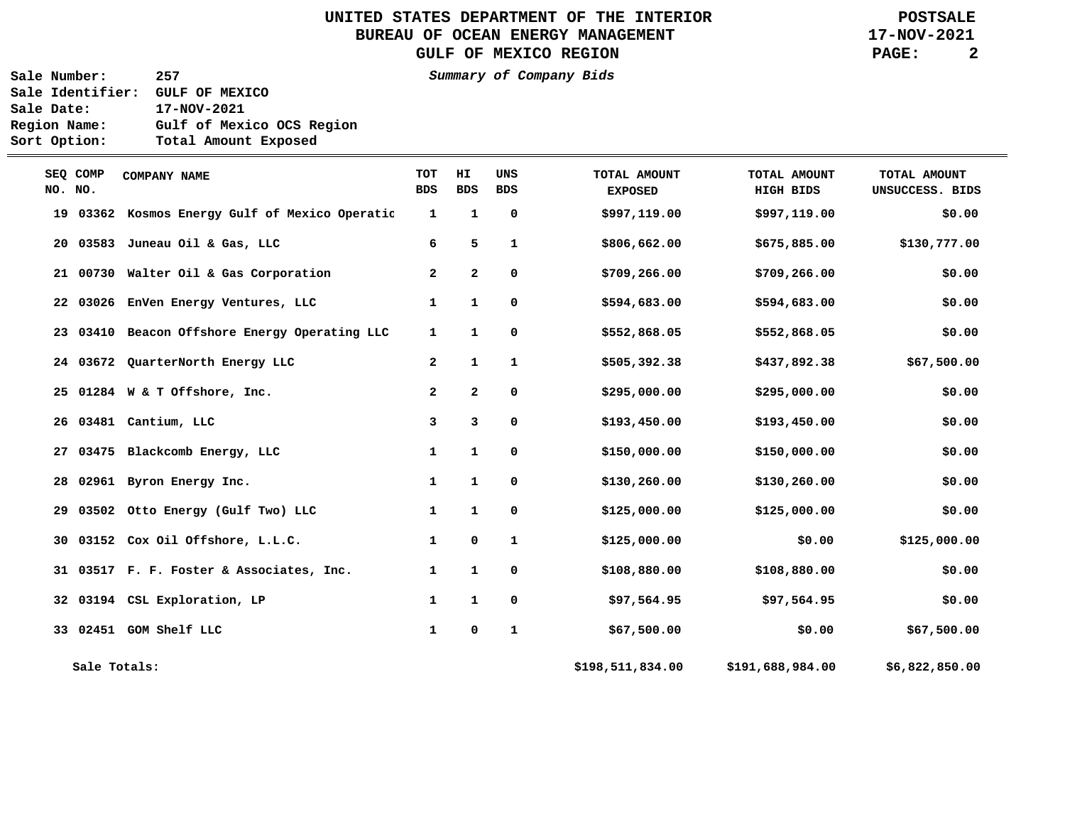# UNITED STATES DEPARTMENT OF THE INTERIOR
## BUREAU OF OCEAN ENERGY MANAGEMENT
## GULF OF MEXICO REGION

POSTSALE
17-NOV-2021

Sale Number: 257
Sale Identifier: GULF OF MEXICO
Sale Date: 17-NOV-2021
Region Name: Gulf of Mexico OCS Region
Sort Option: Total Amount Exposed

*Summary of Company Bids*

| SEQ NO. | COMP NO. | COMPANY NAME | TOT BDS | HI BDS | UNS BDS | TOTAL AMOUNT EXPOSED | TOTAL AMOUNT HIGH BIDS | TOTAL AMOUNT UNSUCCESS. BIDS |
|---|---|---|---|---|---|---|---|---|
| 19 | 03362 | Kosmos Energy Gulf of Mexico Operatio | 1 | 1 | 0 | $997,119.00 | $997,119.00 | $0.00 |
| 20 | 03583 | Juneau Oil & Gas, LLC | 6 | 5 | 1 | $806,662.00 | $675,885.00 | $130,777.00 |
| 21 | 00730 | Walter Oil & Gas Corporation | 2 | 2 | 0 | $709,266.00 | $709,266.00 | $0.00 |
| 22 | 03026 | EnVen Energy Ventures, LLC | 1 | 1 | 0 | $594,683.00 | $594,683.00 | $0.00 |
| 23 | 03410 | Beacon Offshore Energy Operating LLC | 1 | 1 | 0 | $552,868.05 | $552,868.05 | $0.00 |
| 24 | 03672 | QuarterNorth Energy LLC | 2 | 1 | 1 | $505,392.38 | $437,892.38 | $67,500.00 |
| 25 | 01284 | W & T Offshore, Inc. | 2 | 2 | 0 | $295,000.00 | $295,000.00 | $0.00 |
| 26 | 03481 | Cantium, LLC | 3 | 3 | 0 | $193,450.00 | $193,450.00 | $0.00 |
| 27 | 03475 | Blackcomb Energy, LLC | 1 | 1 | 0 | $150,000.00 | $150,000.00 | $0.00 |
| 28 | 02961 | Byron Energy Inc. | 1 | 1 | 0 | $130,260.00 | $130,260.00 | $0.00 |
| 29 | 03502 | Otto Energy (Gulf Two) LLC | 1 | 1 | 0 | $125,000.00 | $125,000.00 | $0.00 |
| 30 | 03152 | Cox Oil Offshore, L.L.C. | 1 | 0 | 1 | $125,000.00 | $0.00 | $125,000.00 |
| 31 | 03517 | F. F. Foster & Associates, Inc. | 1 | 1 | 0 | $108,880.00 | $108,880.00 | $0.00 |
| 32 | 03194 | CSL Exploration, LP | 1 | 1 | 0 | $97,564.95 | $97,564.95 | $0.00 |
| 33 | 02451 | GOM Shelf LLC | 1 | 0 | 1 | $67,500.00 | $0.00 | $67,500.00 |
| Sale Totals: | | | | | | $198,511,834.00 | $191,688,984.00 | $6,822,850.00 |